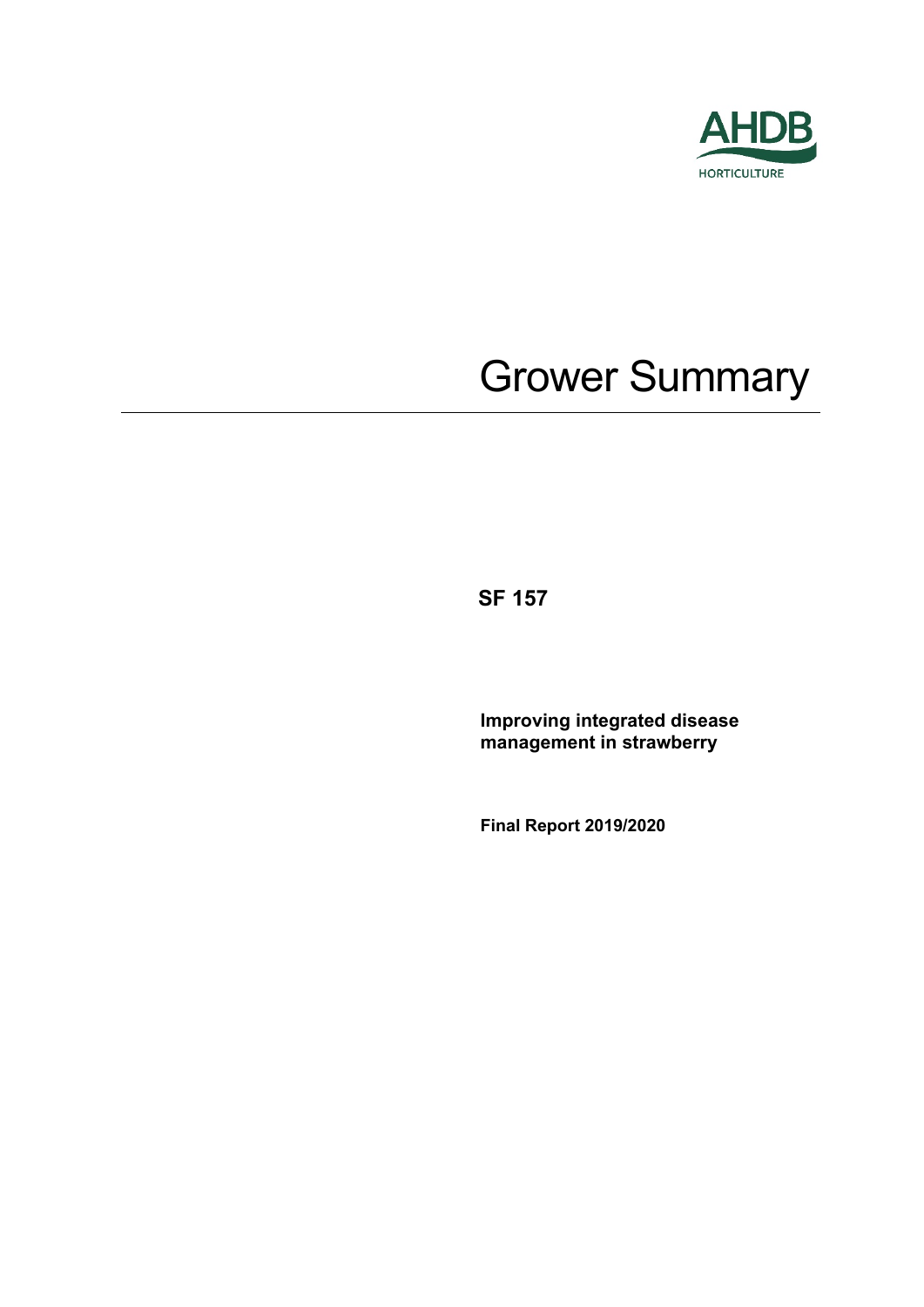AHDB

HORTICULTURE

# Grower Summary

**SF 157**

**Improving integrated disease management in strawberry**

**Final Report 2019/2020**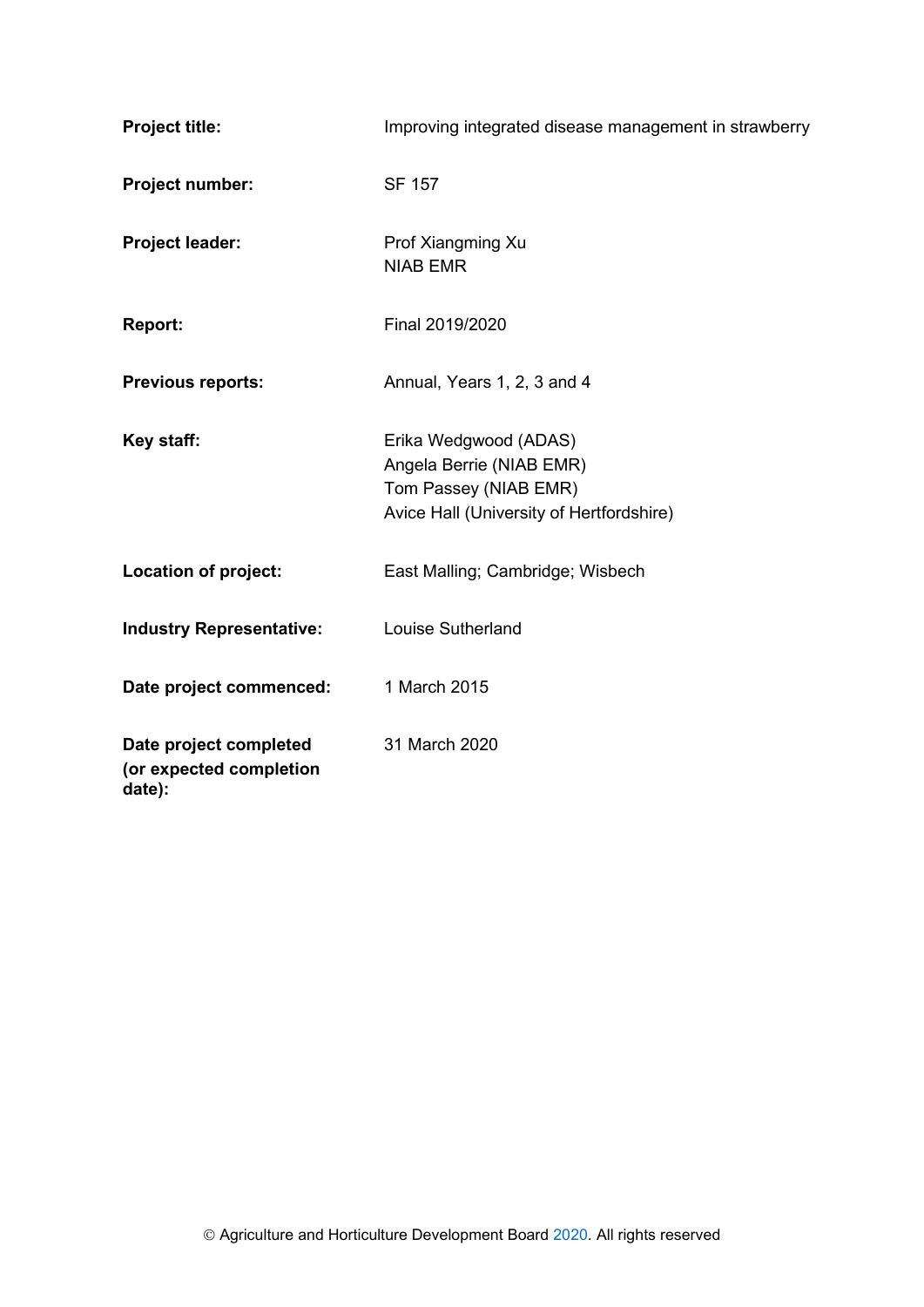| | |
|---|---|
| **Project title:** | Improving integrated disease management in strawberry |
| **Project number:** | SF 157 |
| **Project leader:** | Prof Xiangming Xu<br>NIAB EMR |
| **Report:** | Final 2019/2020 |
| **Previous reports:** | Annual, Years 1, 2, 3 and 4 |
| **Key staff:** | Erika Wedgwood (ADAS)<br>Angela Berrie (NIAB EMR)<br>Tom Passey (NIAB EMR)<br>Avice Hall (University of Hertfordshire) |
| **Location of project:** | East Malling; Cambridge; Wisbech |
| **Industry Representative:** | Louise Sutherland |
| **Date project commenced:** | 1 March 2015 |
| **Date project completed (or expected completion date):** | 31 March 2020 |

© Agriculture and Horticulture Development Board 2020. All rights reserved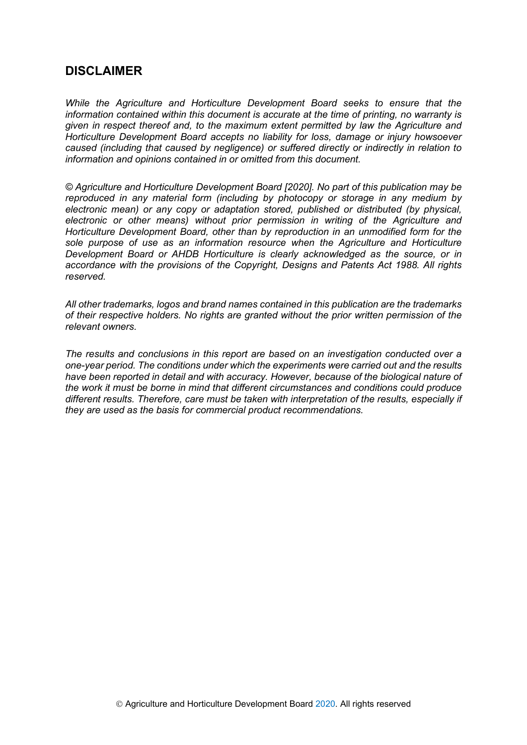## DISCLAIMER

*While the Agriculture and Horticulture Development Board seeks to ensure that the information contained within this document is accurate at the time of printing, no warranty is given in respect thereof and, to the maximum extent permitted by law the Agriculture and Horticulture Development Board accepts no liability for loss, damage or injury howsoever caused (including that caused by negligence) or suffered directly or indirectly in relation to information and opinions contained in or omitted from this document.*

*© Agriculture and Horticulture Development Board [2020]. No part of this publication may be reproduced in any material form (including by photocopy or storage in any medium by electronic mean) or any copy or adaptation stored, published or distributed (by physical, electronic or other means) without prior permission in writing of the Agriculture and Horticulture Development Board, other than by reproduction in an unmodified form for the sole purpose of use as an information resource when the Agriculture and Horticulture Development Board or AHDB Horticulture is clearly acknowledged as the source, or in accordance with the provisions of the Copyright, Designs and Patents Act 1988. All rights reserved.*

*All other trademarks, logos and brand names contained in this publication are the trademarks of their respective holders. No rights are granted without the prior written permission of the relevant owners.*

*The results and conclusions in this report are based on an investigation conducted over a one-year period. The conditions under which the experiments were carried out and the results have been reported in detail and with accuracy. However, because of the biological nature of the work it must be borne in mind that different circumstances and conditions could produce different results. Therefore, care must be taken with interpretation of the results, especially if they are used as the basis for commercial product recommendations.*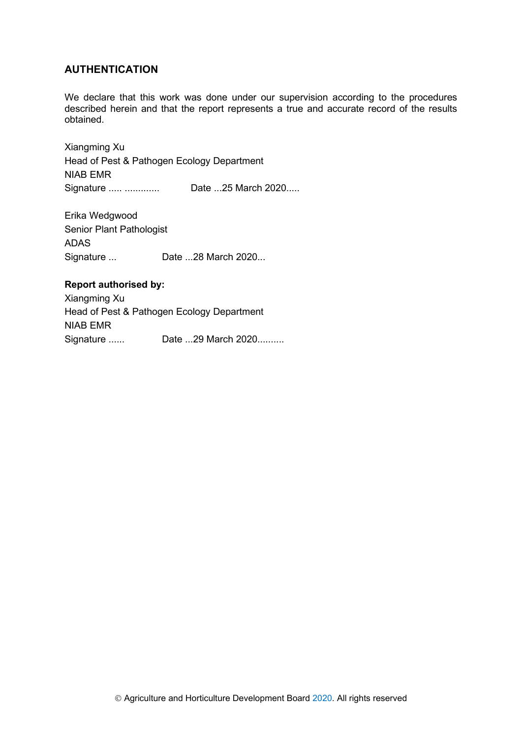## AUTHENTICATION

We declare that this work was done under our supervision according to the procedures described herein and that the report represents a true and accurate record of the results obtained.

Xiangming Xu  
Head of Pest & Pathogen Ecology Department  
NIAB EMR  
Signature ..... ............ Date ...25 March 2020.....

Erika Wedgwood  
Senior Plant Pathologist  
ADAS  
Signature ... Date ...28 March 2020...

**Report authorised by:**  
Xiangming Xu  
Head of Pest & Pathogen Ecology Department  
NIAB EMR  
Signature ...... Date ...29 March 2020..........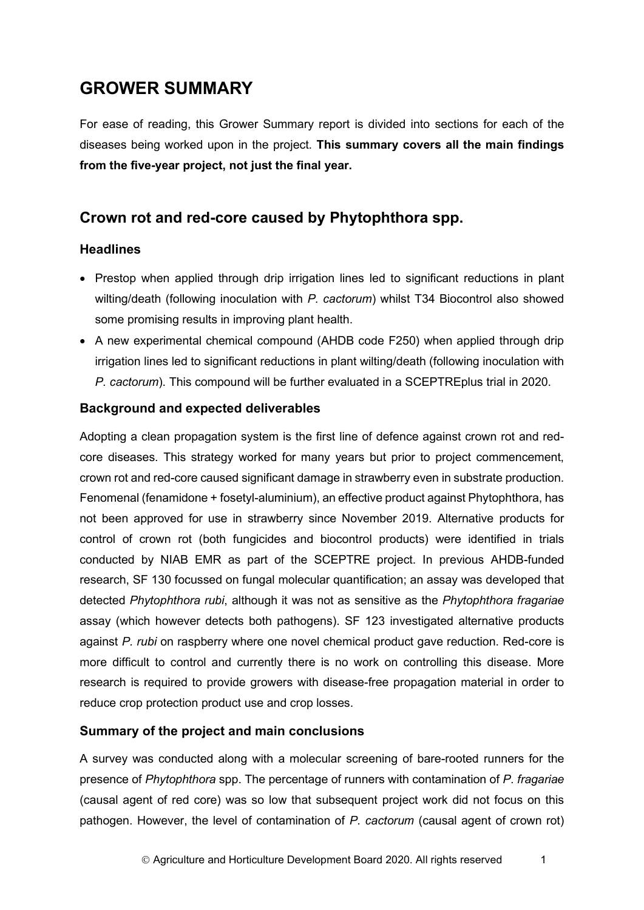# GROWER SUMMARY

For ease of reading, this Grower Summary report is divided into sections for each of the diseases being worked upon in the project. **This summary covers all the main findings from the five-year project, not just the final year.**

## Crown rot and red-core caused by Phytophthora spp.

### Headlines

- Prestop when applied through drip irrigation lines led to significant reductions in plant wilting/death (following inoculation with *P. cactorum*) whilst T34 Biocontrol also showed some promising results in improving plant health.
- A new experimental chemical compound (AHDB code F250) when applied through drip irrigation lines led to significant reductions in plant wilting/death (following inoculation with *P. cactorum*). This compound will be further evaluated in a SCEPTREplus trial in 2020.

### Background and expected deliverables

Adopting a clean propagation system is the first line of defence against crown rot and red-core diseases. This strategy worked for many years but prior to project commencement, crown rot and red-core caused significant damage in strawberry even in substrate production. Fenomenal (fenamidone + fosetyl-aluminium), an effective product against Phytophthora, has not been approved for use in strawberry since November 2019. Alternative products for control of crown rot (both fungicides and biocontrol products) were identified in trials conducted by NIAB EMR as part of the SCEPTRE project. In previous AHDB-funded research, SF 130 focussed on fungal molecular quantification; an assay was developed that detected *Phytophthora rubi*, although it was not as sensitive as the *Phytophthora fragariae* assay (which however detects both pathogens). SF 123 investigated alternative products against *P. rubi* on raspberry where one novel chemical product gave reduction. Red-core is more difficult to control and currently there is no work on controlling this disease. More research is required to provide growers with disease-free propagation material in order to reduce crop protection product use and crop losses.

### Summary of the project and main conclusions

A survey was conducted along with a molecular screening of bare-rooted runners for the presence of *Phytophthora* spp. The percentage of runners with contamination of *P. fragariae* (causal agent of red core) was so low that subsequent project work did not focus on this pathogen. However, the level of contamination of *P. cactorum* (causal agent of crown rot)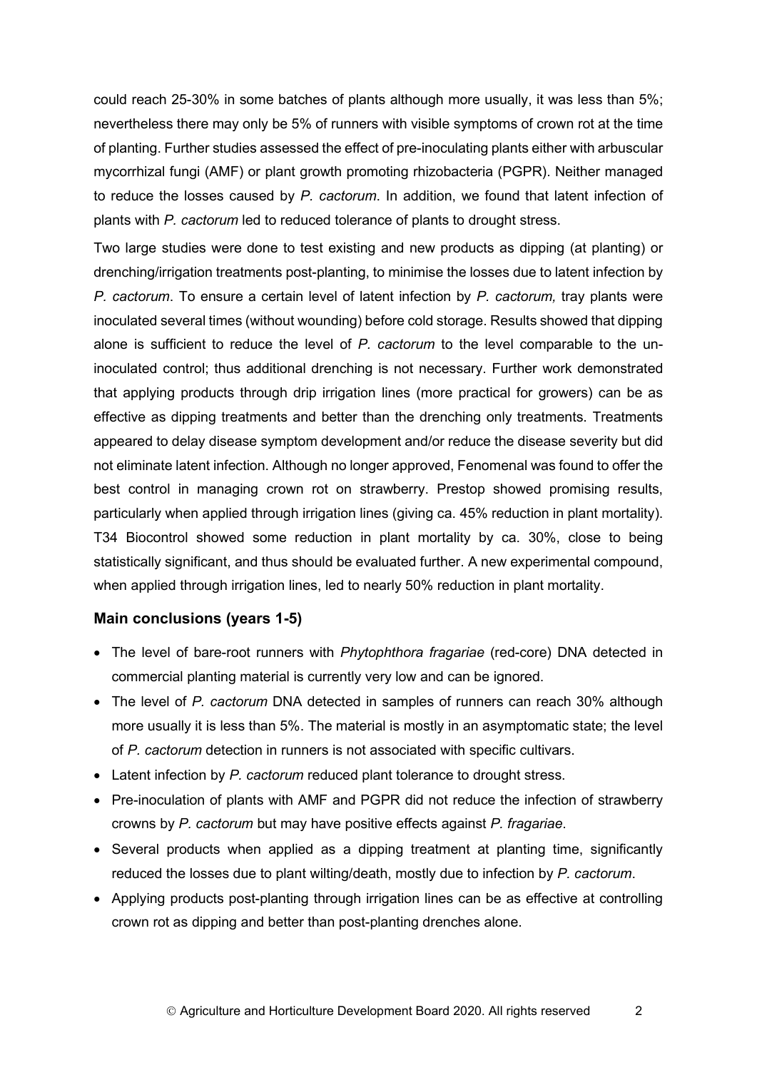could reach 25-30% in some batches of plants although more usually, it was less than 5%; nevertheless there may only be 5% of runners with visible symptoms of crown rot at the time of planting. Further studies assessed the effect of pre-inoculating plants either with arbuscular mycorrhizal fungi (AMF) or plant growth promoting rhizobacteria (PGPR). Neither managed to reduce the losses caused by *P. cactorum*. In addition, we found that latent infection of plants with *P. cactorum* led to reduced tolerance of plants to drought stress.

Two large studies were done to test existing and new products as dipping (at planting) or drenching/irrigation treatments post-planting, to minimise the losses due to latent infection by *P. cactorum*. To ensure a certain level of latent infection by *P. cactorum,* tray plants were inoculated several times (without wounding) before cold storage. Results showed that dipping alone is sufficient to reduce the level of *P. cactorum* to the level comparable to the un-inoculated control; thus additional drenching is not necessary. Further work demonstrated that applying products through drip irrigation lines (more practical for growers) can be as effective as dipping treatments and better than the drenching only treatments. Treatments appeared to delay disease symptom development and/or reduce the disease severity but did not eliminate latent infection. Although no longer approved, Fenomenal was found to offer the best control in managing crown rot on strawberry. Prestop showed promising results, particularly when applied through irrigation lines (giving ca. 45% reduction in plant mortality). T34 Biocontrol showed some reduction in plant mortality by ca. 30%, close to being statistically significant, and thus should be evaluated further. A new experimental compound, when applied through irrigation lines, led to nearly 50% reduction in plant mortality.

### Main conclusions (years 1-5)

- The level of bare-root runners with *Phytophthora fragariae* (red-core) DNA detected in commercial planting material is currently very low and can be ignored.
- The level of *P. cactorum* DNA detected in samples of runners can reach 30% although more usually it is less than 5%. The material is mostly in an asymptomatic state; the level of *P. cactorum* detection in runners is not associated with specific cultivars.
- Latent infection by *P. cactorum* reduced plant tolerance to drought stress.
- Pre-inoculation of plants with AMF and PGPR did not reduce the infection of strawberry crowns by *P. cactorum* but may have positive effects against *P. fragariae*.
- Several products when applied as a dipping treatment at planting time, significantly reduced the losses due to plant wilting/death, mostly due to infection by *P. cactorum*.
- Applying products post-planting through irrigation lines can be as effective at controlling crown rot as dipping and better than post-planting drenches alone.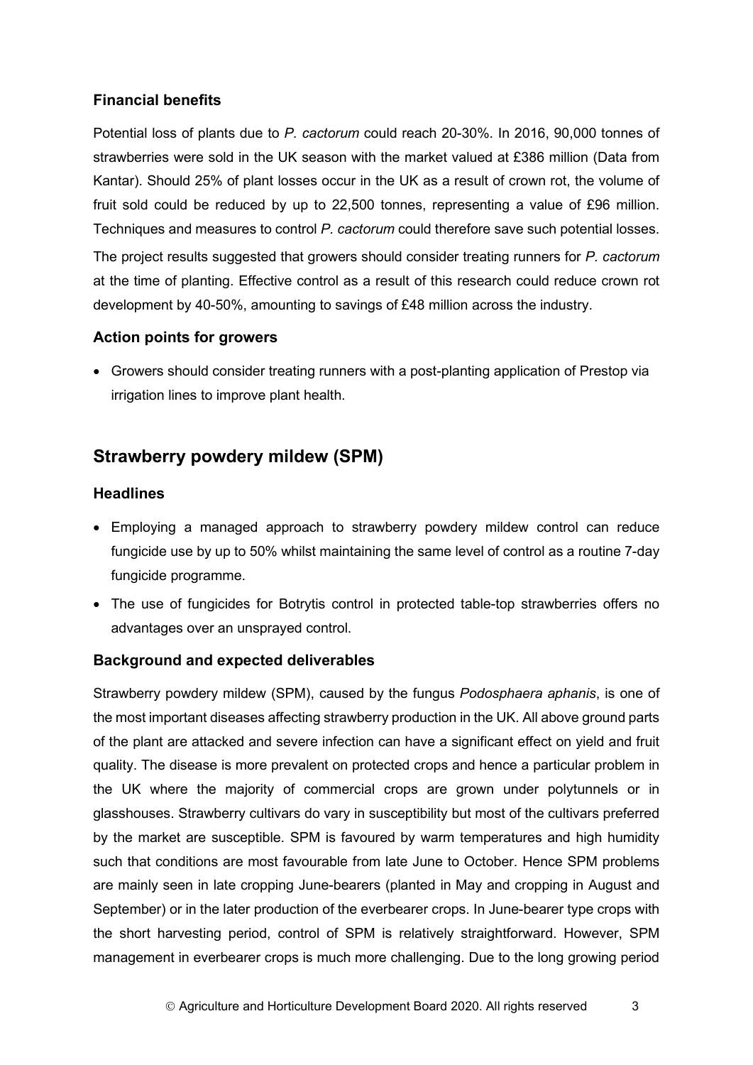### Financial benefits

Potential loss of plants due to *P. cactorum* could reach 20-30%. In 2016, 90,000 tonnes of strawberries were sold in the UK season with the market valued at £386 million (Data from Kantar). Should 25% of plant losses occur in the UK as a result of crown rot, the volume of fruit sold could be reduced by up to 22,500 tonnes, representing a value of £96 million. Techniques and measures to control *P. cactorum* could therefore save such potential losses.

The project results suggested that growers should consider treating runners for *P. cactorum* at the time of planting. Effective control as a result of this research could reduce crown rot development by 40-50%, amounting to savings of £48 million across the industry.

### Action points for growers

- Growers should consider treating runners with a post-planting application of Prestop via irrigation lines to improve plant health.

## Strawberry powdery mildew (SPM)

### Headlines

- Employing a managed approach to strawberry powdery mildew control can reduce fungicide use by up to 50% whilst maintaining the same level of control as a routine 7-day fungicide programme.
- The use of fungicides for Botrytis control in protected table-top strawberries offers no advantages over an unsprayed control.

### Background and expected deliverables

Strawberry powdery mildew (SPM), caused by the fungus *Podosphaera aphanis*, is one of the most important diseases affecting strawberry production in the UK. All above ground parts of the plant are attacked and severe infection can have a significant effect on yield and fruit quality. The disease is more prevalent on protected crops and hence a particular problem in the UK where the majority of commercial crops are grown under polytunnels or in glasshouses. Strawberry cultivars do vary in susceptibility but most of the cultivars preferred by the market are susceptible. SPM is favoured by warm temperatures and high humidity such that conditions are most favourable from late June to October. Hence SPM problems are mainly seen in late cropping June-bearers (planted in May and cropping in August and September) or in the later production of the everbearer crops. In June-bearer type crops with the short harvesting period, control of SPM is relatively straightforward. However, SPM management in everbearer crops is much more challenging. Due to the long growing period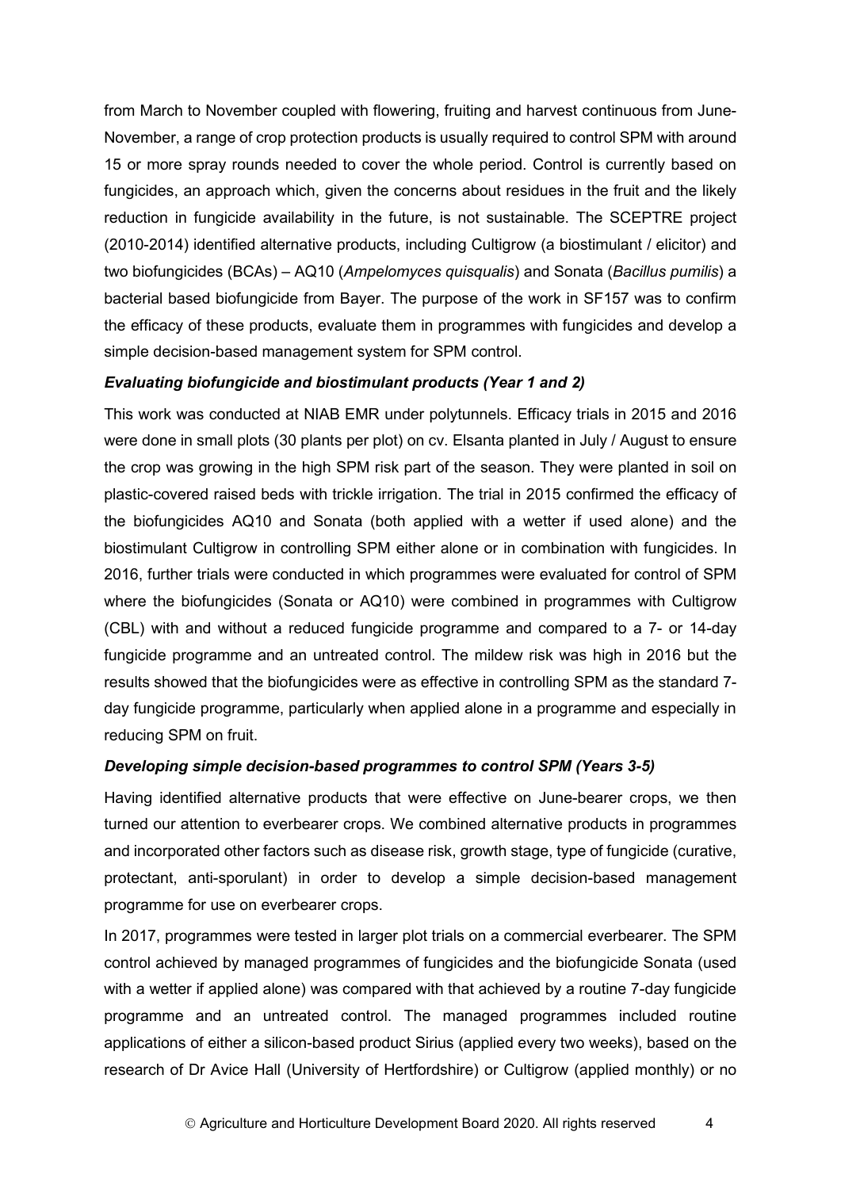from March to November coupled with flowering, fruiting and harvest continuous from June-November, a range of crop protection products is usually required to control SPM with around 15 or more spray rounds needed to cover the whole period. Control is currently based on fungicides, an approach which, given the concerns about residues in the fruit and the likely reduction in fungicide availability in the future, is not sustainable. The SCEPTRE project (2010-2014) identified alternative products, including Cultigrow (a biostimulant / elicitor) and two biofungicides (BCAs) – AQ10 (*Ampelomyces quisqualis*) and Sonata (*Bacillus pumilis*) a bacterial based biofungicide from Bayer. The purpose of the work in SF157 was to confirm the efficacy of these products, evaluate them in programmes with fungicides and develop a simple decision-based management system for SPM control.

### *Evaluating biofungicide and biostimulant products (Year 1 and 2)*

This work was conducted at NIAB EMR under polytunnels. Efficacy trials in 2015 and 2016 were done in small plots (30 plants per plot) on cv. Elsanta planted in July / August to ensure the crop was growing in the high SPM risk part of the season. They were planted in soil on plastic-covered raised beds with trickle irrigation. The trial in 2015 confirmed the efficacy of the biofungicides AQ10 and Sonata (both applied with a wetter if used alone) and the biostimulant Cultigrow in controlling SPM either alone or in combination with fungicides. In 2016, further trials were conducted in which programmes were evaluated for control of SPM where the biofungicides (Sonata or AQ10) were combined in programmes with Cultigrow (CBL) with and without a reduced fungicide programme and compared to a 7- or 14-day fungicide programme and an untreated control. The mildew risk was high in 2016 but the results showed that the biofungicides were as effective in controlling SPM as the standard 7-day fungicide programme, particularly when applied alone in a programme and especially in reducing SPM on fruit.

### *Developing simple decision-based programmes to control SPM (Years 3-5)*

Having identified alternative products that were effective on June-bearer crops, we then turned our attention to everbearer crops. We combined alternative products in programmes and incorporated other factors such as disease risk, growth stage, type of fungicide (curative, protectant, anti-sporulant) in order to develop a simple decision-based management programme for use on everbearer crops.

In 2017, programmes were tested in larger plot trials on a commercial everbearer. The SPM control achieved by managed programmes of fungicides and the biofungicide Sonata (used with a wetter if applied alone) was compared with that achieved by a routine 7-day fungicide programme and an untreated control. The managed programmes included routine applications of either a silicon-based product Sirius (applied every two weeks), based on the research of Dr Avice Hall (University of Hertfordshire) or Cultigrow (applied monthly) or no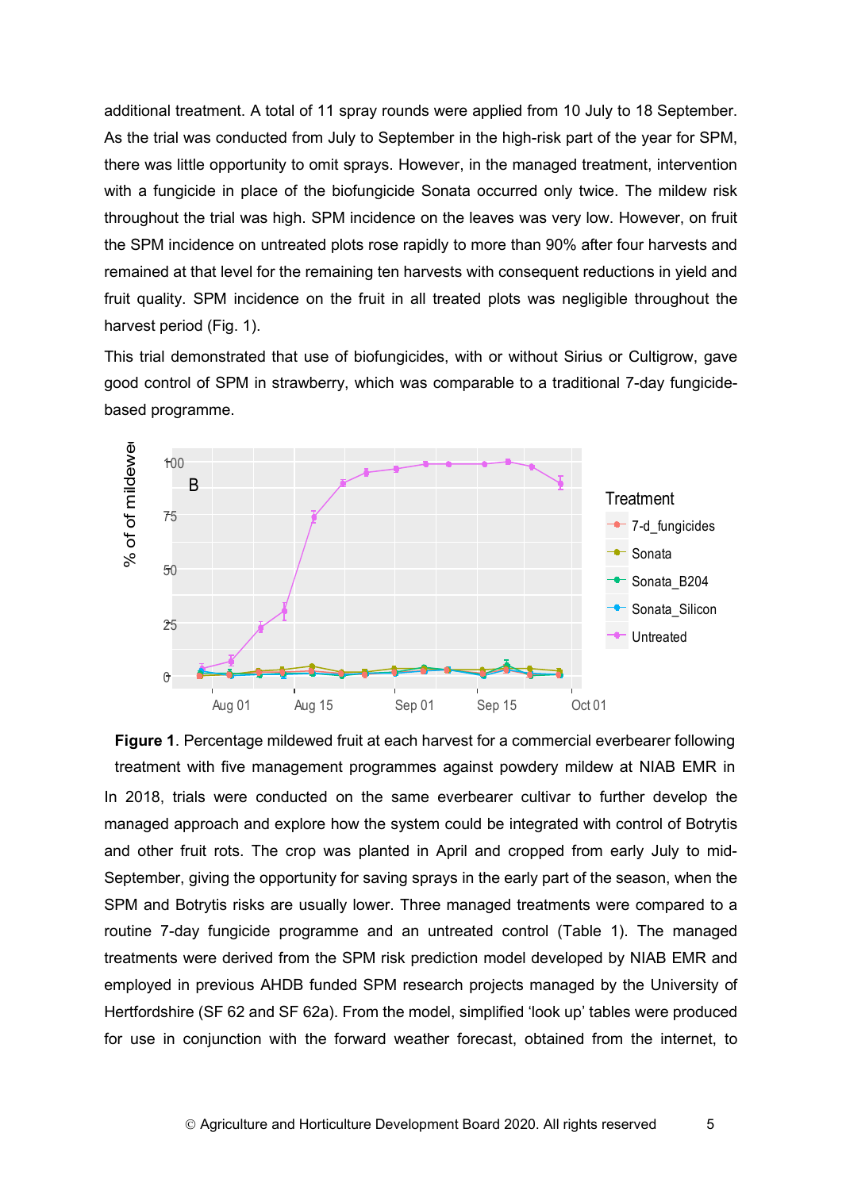additional treatment. A total of 11 spray rounds were applied from 10 July to 18 September. As the trial was conducted from July to September in the high-risk part of the year for SPM, there was little opportunity to omit sprays. However, in the managed treatment, intervention with a fungicide in place of the biofungicide Sonata occurred only twice. The mildew risk throughout the trial was high. SPM incidence on the leaves was very low. However, on fruit the SPM incidence on untreated plots rose rapidly to more than 90% after four harvests and remained at that level for the remaining ten harvests with consequent reductions in yield and fruit quality. SPM incidence on the fruit in all treated plots was negligible throughout the harvest period (Fig. 1).

This trial demonstrated that use of biofungicides, with or without Sirius or Cultigrow, gave good control of SPM in strawberry, which was comparable to a traditional 7-day fungicide-based programme.

**Figure 1**. Percentage mildewed fruit at each harvest for a commercial everbearer following treatment with five management programmes against powdery mildew at NIAB EMR in

In 2018, trials were conducted on the same everbearer cultivar to further develop the managed approach and explore how the system could be integrated with control of Botrytis and other fruit rots. The crop was planted in April and cropped from early July to mid-September, giving the opportunity for saving sprays in the early part of the season, when the SPM and Botrytis risks are usually lower. Three managed treatments were compared to a routine 7-day fungicide programme and an untreated control (Table 1). The managed treatments were derived from the SPM risk prediction model developed by NIAB EMR and employed in previous AHDB funded SPM research projects managed by the University of Hertfordshire (SF 62 and SF 62a). From the model, simplified 'look up' tables were produced for use in conjunction with the forward weather forecast, obtained from the internet, to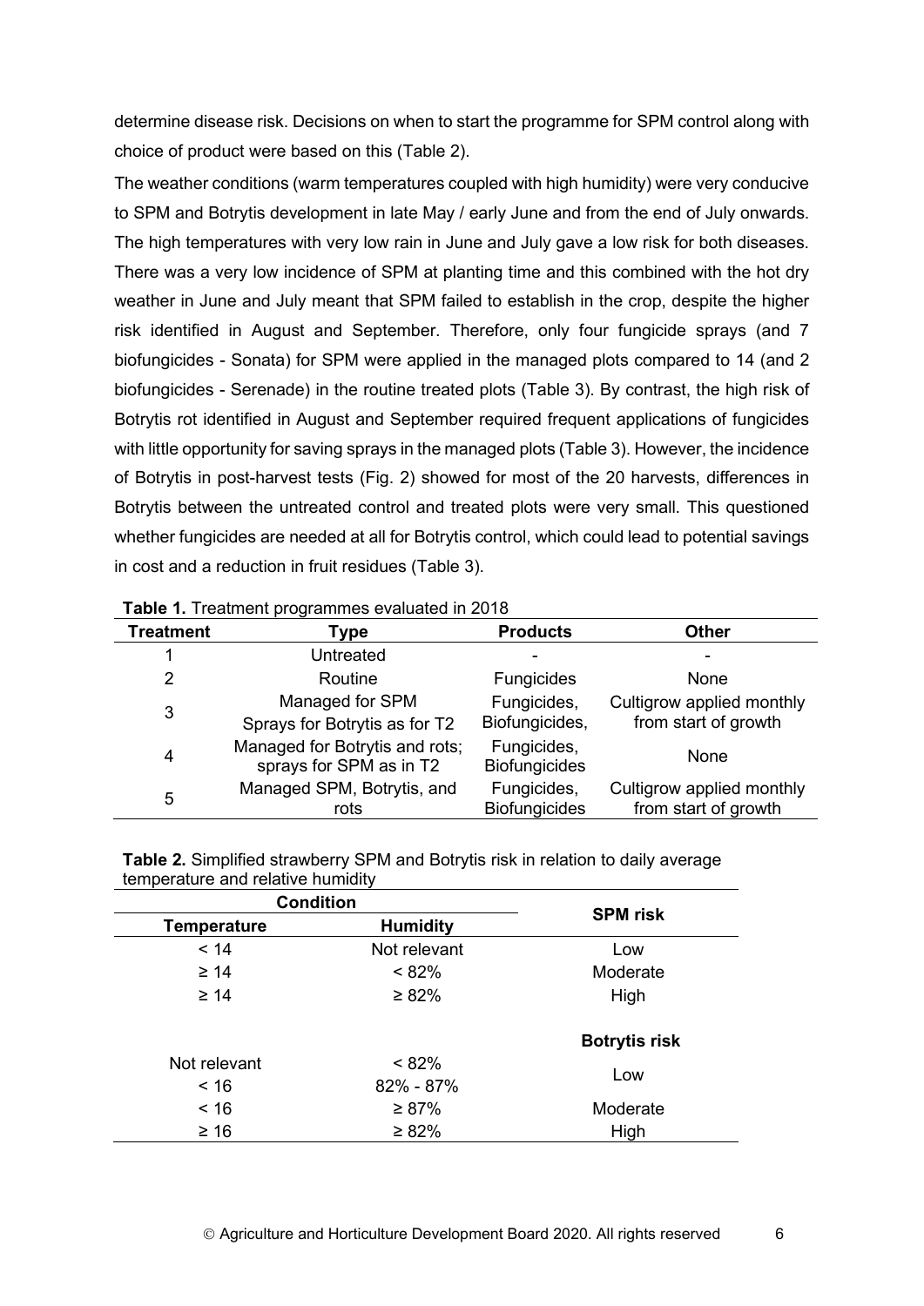determine disease risk. Decisions on when to start the programme for SPM control along with choice of product were based on this (Table 2).

The weather conditions (warm temperatures coupled with high humidity) were very conducive to SPM and Botrytis development in late May / early June and from the end of July onwards. The high temperatures with very low rain in June and July gave a low risk for both diseases. There was a very low incidence of SPM at planting time and this combined with the hot dry weather in June and July meant that SPM failed to establish in the crop, despite the higher risk identified in August and September. Therefore, only four fungicide sprays (and 7 biofungicides - Sonata) for SPM were applied in the managed plots compared to 14 (and 2 biofungicides - Serenade) in the routine treated plots (Table 3). By contrast, the high risk of Botrytis rot identified in August and September required frequent applications of fungicides with little opportunity for saving sprays in the managed plots (Table 3). However, the incidence of Botrytis in post-harvest tests (Fig. 2) showed for most of the 20 harvests, differences in Botrytis between the untreated control and treated plots were very small. This questioned whether fungicides are needed at all for Botrytis control, which could lead to potential savings in cost and a reduction in fruit residues (Table 3).

**Table 1.** Treatment programmes evaluated in 2018

| Treatment | Type | Products | Other |
|---|---|---|---|
| 1 | Untreated | - | - |
| 2 | Routine | Fungicides | None |
| 3 | Managed for SPM<br>Sprays for Botrytis as for T2 | Fungicides, Biofungicides, | Cultigrow applied monthly from start of growth |
| 4 | Managed for Botrytis and rots; sprays for SPM as in T2 | Fungicides, Biofungicides | None |
| 5 | Managed SPM, Botrytis, and rots | Fungicides, Biofungicides | Cultigrow applied monthly from start of growth |

**Table 2.** Simplified strawberry SPM and Botrytis risk in relation to daily average temperature and relative humidity

| Condition | | SPM risk |
|---|---|---|
| **Temperature** | **Humidity** | |
| < 14 | Not relevant | Low |
| ≥ 14 | < 82% | Moderate |
| ≥ 14 | ≥ 82% | High |
| | | **Botrytis risk** |
| Not relevant | < 82% | Low |
| < 16 | 82% - 87% | Low |
| < 16 | ≥ 87% | Moderate |
| ≥ 16 | ≥ 82% | High |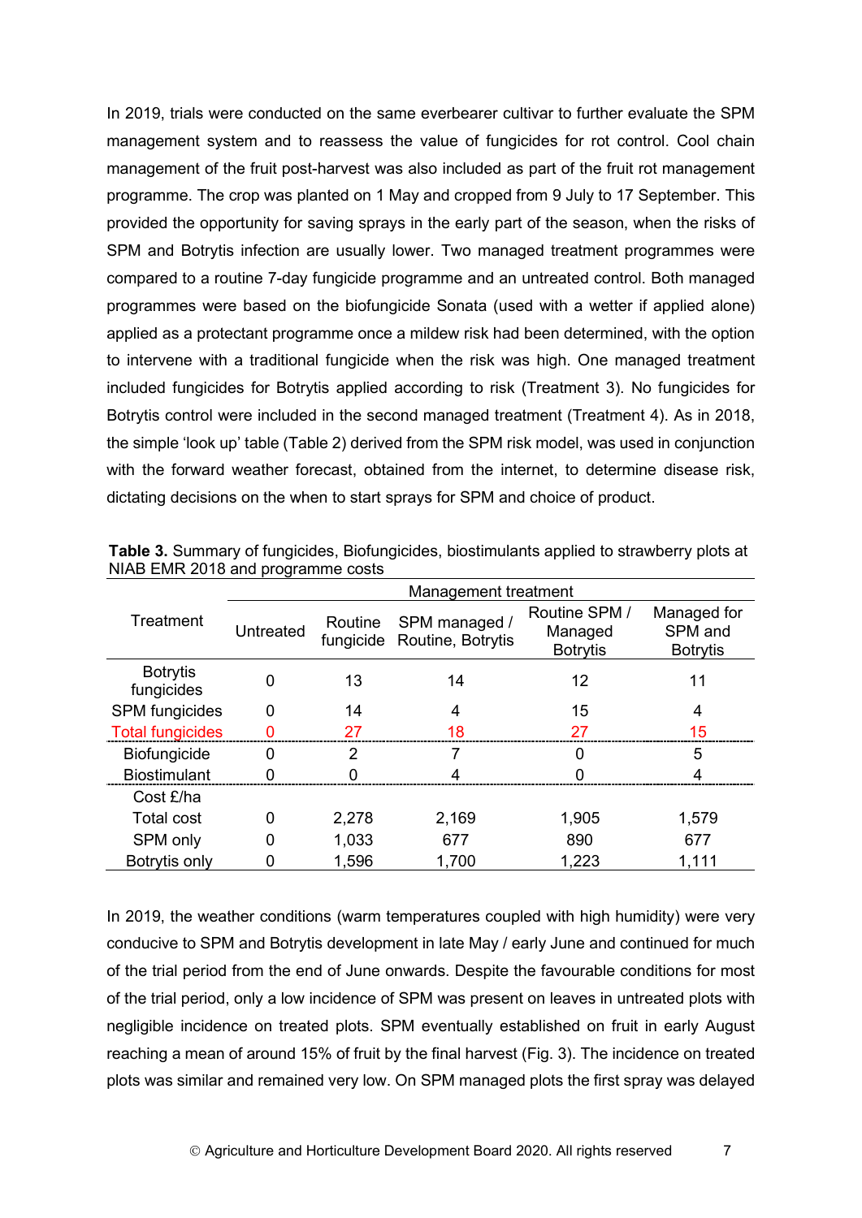In 2019, trials were conducted on the same everbearer cultivar to further evaluate the SPM management system and to reassess the value of fungicides for rot control. Cool chain management of the fruit post-harvest was also included as part of the fruit rot management programme. The crop was planted on 1 May and cropped from 9 July to 17 September. This provided the opportunity for saving sprays in the early part of the season, when the risks of SPM and Botrytis infection are usually lower. Two managed treatment programmes were compared to a routine 7-day fungicide programme and an untreated control. Both managed programmes were based on the biofungicide Sonata (used with a wetter if applied alone) applied as a protectant programme once a mildew risk had been determined, with the option to intervene with a traditional fungicide when the risk was high. One managed treatment included fungicides for Botrytis applied according to risk (Treatment 3). No fungicides for Botrytis control were included in the second managed treatment (Treatment 4). As in 2018, the simple 'look up' table (Table 2) derived from the SPM risk model, was used in conjunction with the forward weather forecast, obtained from the internet, to determine disease risk, dictating decisions on the when to start sprays for SPM and choice of product.

**Table 3.** Summary of fungicides, Biofungicides, biostimulants applied to strawberry plots at NIAB EMR 2018 and programme costs

| Treatment | Management treatment | | | | |
|---|---|---|---|---|---|
| | Untreated | Routine fungicide | SPM managed / Routine, Botrytis | Routine SPM / Managed Botrytis | Managed for SPM and Botrytis |
| Botrytis fungicides | 0 | 13 | 14 | 12 | 11 |
| SPM fungicides | 0 | 14 | 4 | 15 | 4 |
| Total fungicides | 0 | 27 | 18 | 27 | 15 |
| Biofungicide | 0 | 2 | 7 | 0 | 5 |
| Biostimulant | 0 | 0 | 4 | 0 | 4 |
| Cost £/ha | | | | | |
| Total cost | 0 | 2,278 | 2,169 | 1,905 | 1,579 |
| SPM only | 0 | 1,033 | 677 | 890 | 677 |
| Botrytis only | 0 | 1,596 | 1,700 | 1,223 | 1,111 |

In 2019, the weather conditions (warm temperatures coupled with high humidity) were very conducive to SPM and Botrytis development in late May / early June and continued for much of the trial period from the end of June onwards. Despite the favourable conditions for most of the trial period, only a low incidence of SPM was present on leaves in untreated plots with negligible incidence on treated plots. SPM eventually established on fruit in early August reaching a mean of around 15% of fruit by the final harvest (Fig. 3). The incidence on treated plots was similar and remained very low. On SPM managed plots the first spray was delayed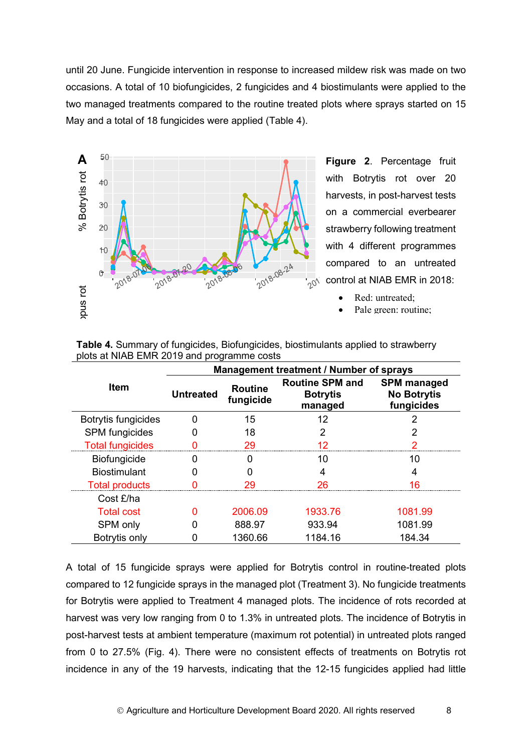until 20 June. Fungicide intervention in response to increased mildew risk was made on two occasions. A total of 10 biofungicides, 2 fungicides and 4 biostimulants were applied to the two managed treatments compared to the routine treated plots where sprays started on 15 May and a total of 18 fungicides were applied (Table 4).

**Figure 2**. Percentage fruit with Botrytis rot over 20 harvests, in post-harvest tests on a commercial everbearer strawberry following treatment with 4 different programmes compared to an untreated control at NIAB EMR in 2018:

- Red: untreated;
- Pale green: routine;

**Table 4.** Summary of fungicides, Biofungicides, biostimulants applied to strawberry plots at NIAB EMR 2019 and programme costs

| Item | Management treatment / Number of sprays | | | |
|---|---|---|---|---|
| | Untreated | Routine fungicide | Routine SPM and Botrytis managed | SPM managed No Botrytis fungicides |
| Botrytis fungicides | 0 | 15 | 12 | 2 |
| SPM fungicides | 0 | 18 | 2 | 2 |
| Total fungicides | 0 | 29 | 12 | 2 |
| Biofungicide | 0 | 0 | 10 | 10 |
| Biostimulant | 0 | 0 | 4 | 4 |
| Total products | 0 | 29 | 26 | 16 |
| Cost £/ha | | | | |
| Total cost | 0 | 2006.09 | 1933.76 | 1081.99 |
| SPM only | 0 | 888.97 | 933.94 | 1081.99 |
| Botrytis only | 0 | 1360.66 | 1184.16 | 184.34 |

A total of 15 fungicide sprays were applied for Botrytis control in routine-treated plots compared to 12 fungicide sprays in the managed plot (Treatment 3). No fungicide treatments for Botrytis were applied to Treatment 4 managed plots. The incidence of rots recorded at harvest was very low ranging from 0 to 1.3% in untreated plots. The incidence of Botrytis in post-harvest tests at ambient temperature (maximum rot potential) in untreated plots ranged from 0 to 27.5% (Fig. 4). There were no consistent effects of treatments on Botrytis rot incidence in any of the 19 harvests, indicating that the 12-15 fungicides applied had little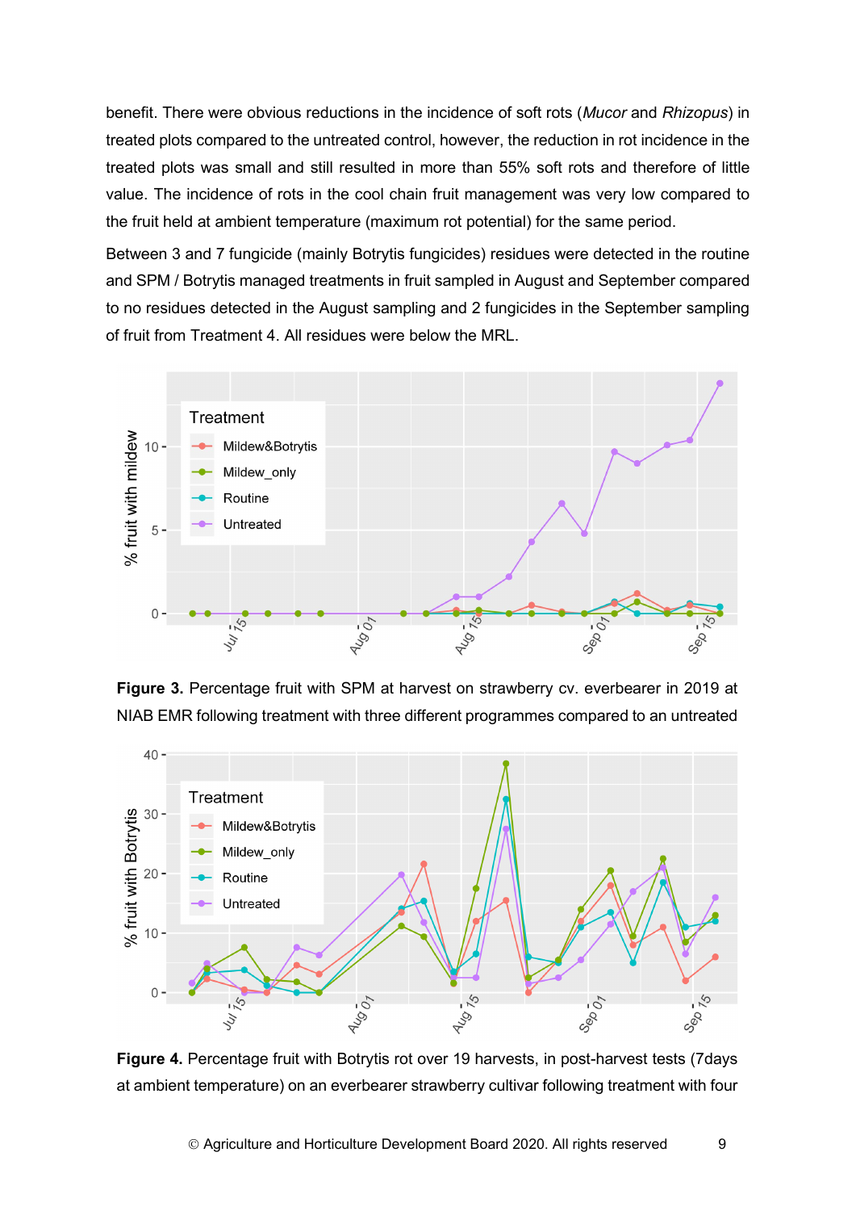benefit. There were obvious reductions in the incidence of soft rots (*Mucor* and *Rhizopus*) in treated plots compared to the untreated control, however, the reduction in rot incidence in the treated plots was small and still resulted in more than 55% soft rots and therefore of little value. The incidence of rots in the cool chain fruit management was very low compared to the fruit held at ambient temperature (maximum rot potential) for the same period.

Between 3 and 7 fungicide (mainly Botrytis fungicides) residues were detected in the routine and SPM / Botrytis managed treatments in fruit sampled in August and September compared to no residues detected in the August sampling and 2 fungicides in the September sampling of fruit from Treatment 4. All residues were below the MRL.

**Figure 3.** Percentage fruit with SPM at harvest on strawberry cv. everbearer in 2019 at NIAB EMR following treatment with three different programmes compared to an untreated

**Figure 4.** Percentage fruit with Botrytis rot over 19 harvests, in post-harvest tests (7days at ambient temperature) on an everbearer strawberry cultivar following treatment with four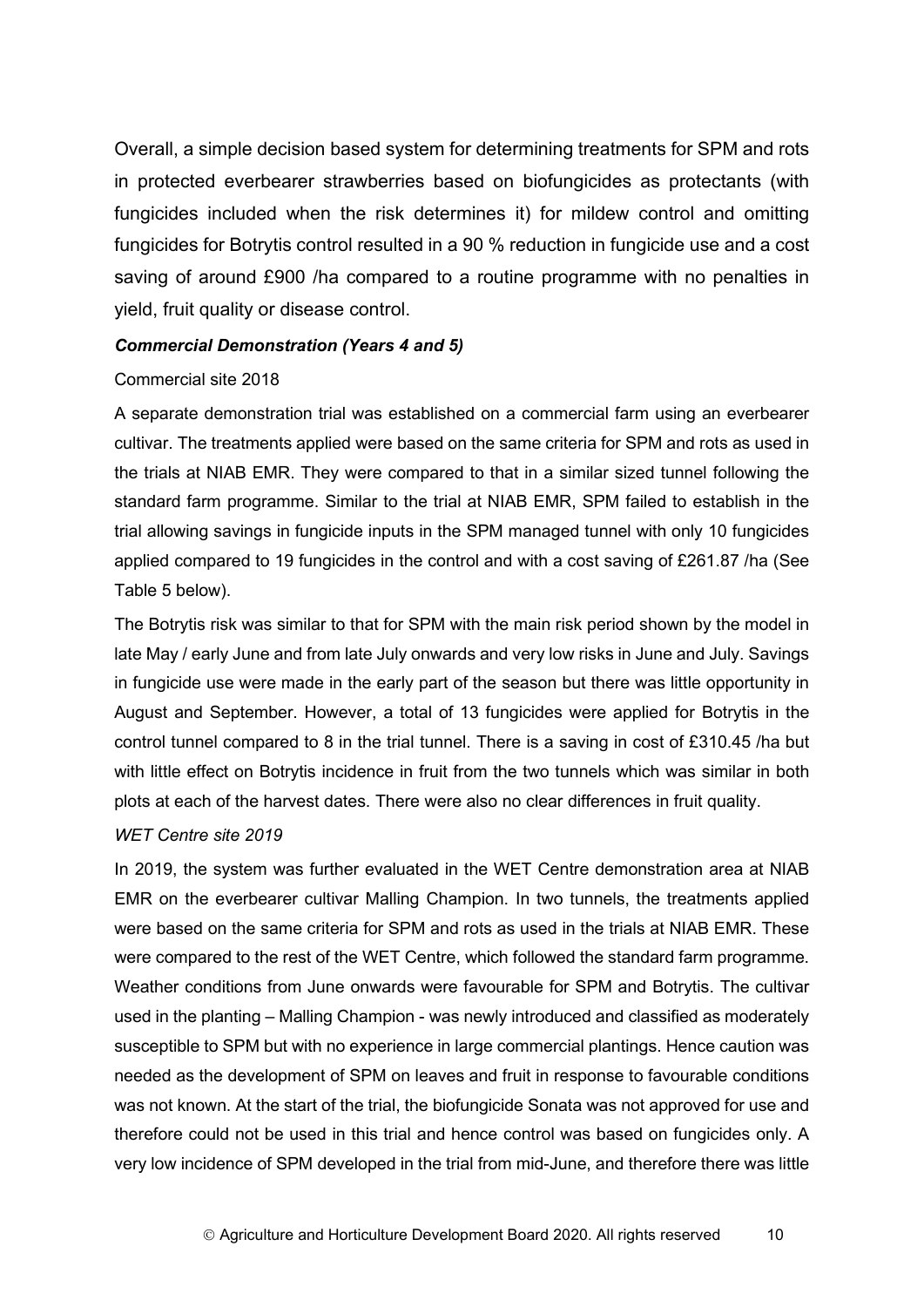Overall, a simple decision based system for determining treatments for SPM and rots in protected everbearer strawberries based on biofungicides as protectants (with fungicides included when the risk determines it) for mildew control and omitting fungicides for Botrytis control resulted in a 90 % reduction in fungicide use and a cost saving of around £900 /ha compared to a routine programme with no penalties in yield, fruit quality or disease control.

***Commercial Demonstration (Years 4 and 5)***

Commercial site 2018

A separate demonstration trial was established on a commercial farm using an everbearer cultivar. The treatments applied were based on the same criteria for SPM and rots as used in the trials at NIAB EMR. They were compared to that in a similar sized tunnel following the standard farm programme. Similar to the trial at NIAB EMR, SPM failed to establish in the trial allowing savings in fungicide inputs in the SPM managed tunnel with only 10 fungicides applied compared to 19 fungicides in the control and with a cost saving of £261.87 /ha (See Table 5 below).

The Botrytis risk was similar to that for SPM with the main risk period shown by the model in late May / early June and from late July onwards and very low risks in June and July. Savings in fungicide use were made in the early part of the season but there was little opportunity in August and September. However, a total of 13 fungicides were applied for Botrytis in the control tunnel compared to 8 in the trial tunnel. There is a saving in cost of £310.45 /ha but with little effect on Botrytis incidence in fruit from the two tunnels which was similar in both plots at each of the harvest dates. There were also no clear differences in fruit quality.

*WET Centre site 2019*

In 2019, the system was further evaluated in the WET Centre demonstration area at NIAB EMR on the everbearer cultivar Malling Champion. In two tunnels, the treatments applied were based on the same criteria for SPM and rots as used in the trials at NIAB EMR. These were compared to the rest of the WET Centre, which followed the standard farm programme. Weather conditions from June onwards were favourable for SPM and Botrytis. The cultivar used in the planting – Malling Champion - was newly introduced and classified as moderately susceptible to SPM but with no experience in large commercial plantings. Hence caution was needed as the development of SPM on leaves and fruit in response to favourable conditions was not known. At the start of the trial, the biofungicide Sonata was not approved for use and therefore could not be used in this trial and hence control was based on fungicides only. A very low incidence of SPM developed in the trial from mid-June, and therefore there was little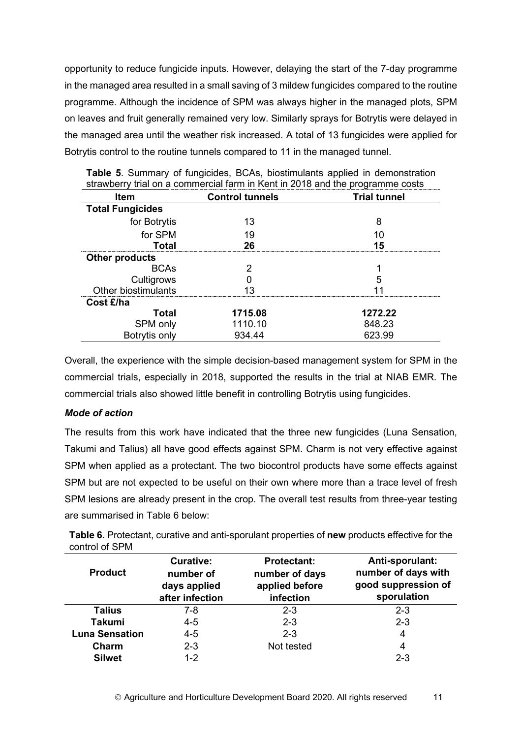opportunity to reduce fungicide inputs. However, delaying the start of the 7-day programme in the managed area resulted in a small saving of 3 mildew fungicides compared to the routine programme. Although the incidence of SPM was always higher in the managed plots, SPM on leaves and fruit generally remained very low. Similarly sprays for Botrytis were delayed in the managed area until the weather risk increased. A total of 13 fungicides were applied for Botrytis control to the routine tunnels compared to 11 in the managed tunnel.

**Table 5**. Summary of fungicides, BCAs, biostimulants applied in demonstration strawberry trial on a commercial farm in Kent in 2018 and the programme costs

| Item | Control tunnels | Trial tunnel |
|---|---|---|
| **Total Fungicides** | | |
| for Botrytis | 13 | 8 |
| for SPM | 19 | 10 |
| **Total** | **26** | **15** |
| **Other products** | | |
| BCAs | 2 | 1 |
| Cultigrows | 0 | 5 |
| Other biostimulants | 13 | 11 |
| **Cost £/ha** | | |
| **Total** | **1715.08** | **1272.22** |
| SPM only | 1110.10 | 848.23 |
| Botrytis only | 934.44 | 623.99 |

Overall, the experience with the simple decision-based management system for SPM in the commercial trials, especially in 2018, supported the results in the trial at NIAB EMR. The commercial trials also showed little benefit in controlling Botrytis using fungicides.

***Mode of action***

The results from this work have indicated that the three new fungicides (Luna Sensation, Takumi and Talius) all have good effects against SPM. Charm is not very effective against SPM when applied as a protectant. The two biocontrol products have some effects against SPM but are not expected to be useful on their own where more than a trace level of fresh SPM lesions are already present in the crop. The overall test results from three-year testing are summarised in Table 6 below:

**Table 6.** Protectant, curative and anti-sporulant properties of **new** products effective for the control of SPM

| Product | Curative: number of days applied after infection | Protectant: number of days applied before infection | Anti-sporulant: number of days with good suppression of sporulation |
|---|---|---|---|
| **Talius** | 7-8 | 2-3 | 2-3 |
| **Takumi** | 4-5 | 2-3 | 2-3 |
| **Luna Sensation** | 4-5 | 2-3 | 4 |
| **Charm** | 2-3 | Not tested | 4 |
| **Silwet** | 1-2 | | 2-3 |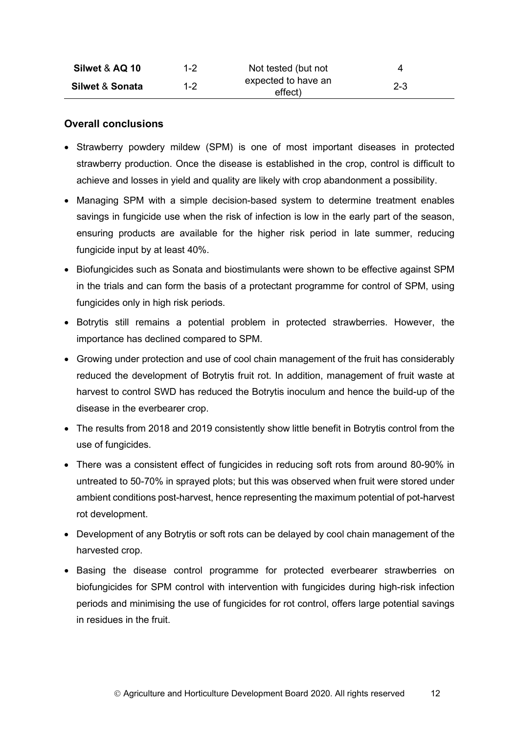| | | | |
|---|---|---|---|
| **Silwet** & **AQ 10** | 1-2 | Not tested (but not expected to have an effect) | 4 |
| **Silwet** & **Sonata** | 1-2 | | 2-3 |

### Overall conclusions

- Strawberry powdery mildew (SPM) is one of most important diseases in protected strawberry production. Once the disease is established in the crop, control is difficult to achieve and losses in yield and quality are likely with crop abandonment a possibility.
- Managing SPM with a simple decision-based system to determine treatment enables savings in fungicide use when the risk of infection is low in the early part of the season, ensuring products are available for the higher risk period in late summer, reducing fungicide input by at least 40%.
- Biofungicides such as Sonata and biostimulants were shown to be effective against SPM in the trials and can form the basis of a protectant programme for control of SPM, using fungicides only in high risk periods.
- Botrytis still remains a potential problem in protected strawberries. However, the importance has declined compared to SPM.
- Growing under protection and use of cool chain management of the fruit has considerably reduced the development of Botrytis fruit rot. In addition, management of fruit waste at harvest to control SWD has reduced the Botrytis inoculum and hence the build-up of the disease in the everbearer crop.
- The results from 2018 and 2019 consistently show little benefit in Botrytis control from the use of fungicides.
- There was a consistent effect of fungicides in reducing soft rots from around 80-90% in untreated to 50-70% in sprayed plots; but this was observed when fruit were stored under ambient conditions post-harvest, hence representing the maximum potential of pot-harvest rot development.
- Development of any Botrytis or soft rots can be delayed by cool chain management of the harvested crop.
- Basing the disease control programme for protected everbearer strawberries on biofungicides for SPM control with intervention with fungicides during high-risk infection periods and minimising the use of fungicides for rot control, offers large potential savings in residues in the fruit.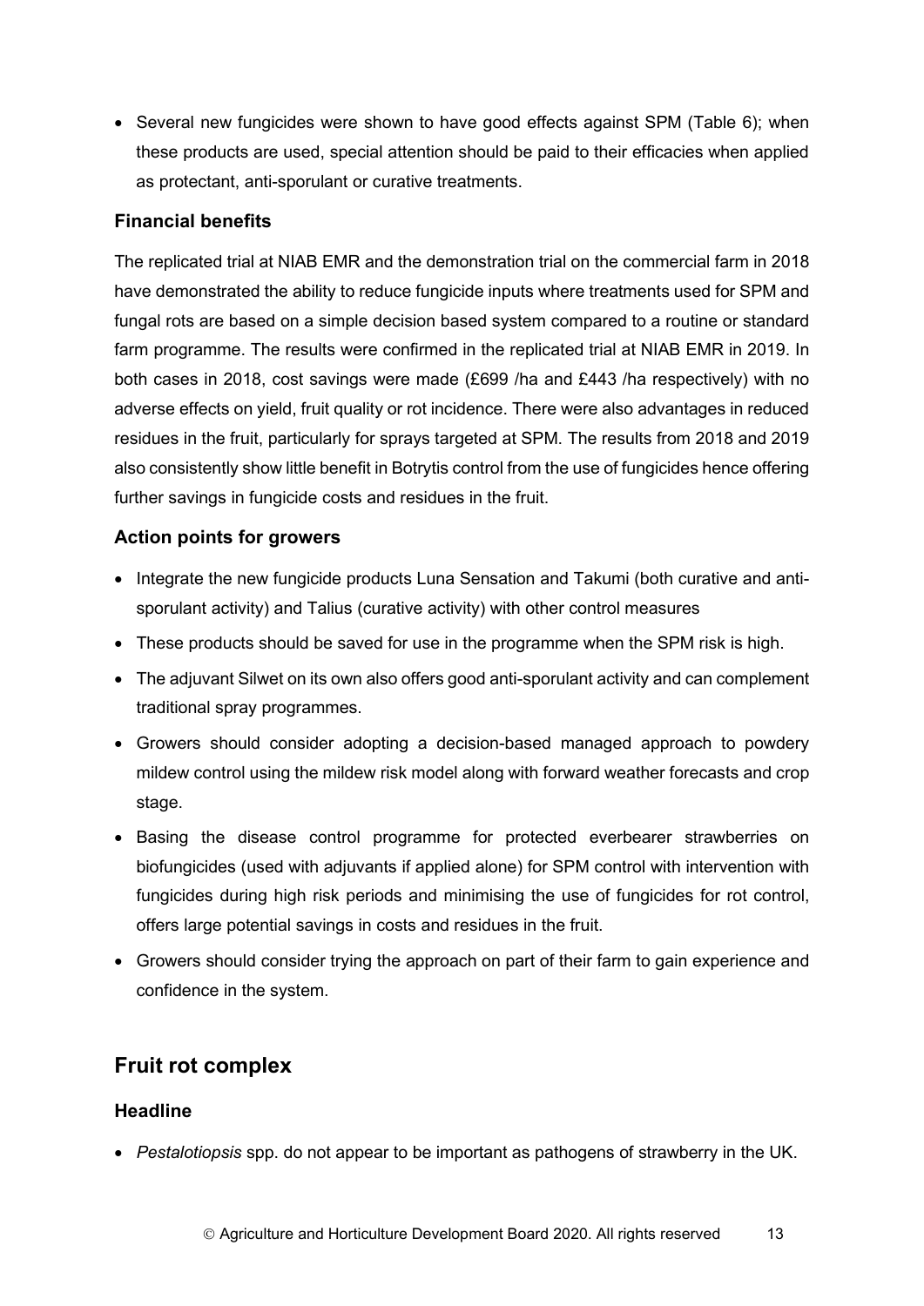- Several new fungicides were shown to have good effects against SPM (Table 6); when these products are used, special attention should be paid to their efficacies when applied as protectant, anti-sporulant or curative treatments.

### Financial benefits

The replicated trial at NIAB EMR and the demonstration trial on the commercial farm in 2018 have demonstrated the ability to reduce fungicide inputs where treatments used for SPM and fungal rots are based on a simple decision based system compared to a routine or standard farm programme. The results were confirmed in the replicated trial at NIAB EMR in 2019. In both cases in 2018, cost savings were made (£699 /ha and £443 /ha respectively) with no adverse effects on yield, fruit quality or rot incidence. There were also advantages in reduced residues in the fruit, particularly for sprays targeted at SPM. The results from 2018 and 2019 also consistently show little benefit in Botrytis control from the use of fungicides hence offering further savings in fungicide costs and residues in the fruit.

### Action points for growers

- Integrate the new fungicide products Luna Sensation and Takumi (both curative and anti-sporulant activity) and Talius (curative activity) with other control measures
- These products should be saved for use in the programme when the SPM risk is high.
- The adjuvant Silwet on its own also offers good anti-sporulant activity and can complement traditional spray programmes.
- Growers should consider adopting a decision-based managed approach to powdery mildew control using the mildew risk model along with forward weather forecasts and crop stage.
- Basing the disease control programme for protected everbearer strawberries on biofungicides (used with adjuvants if applied alone) for SPM control with intervention with fungicides during high risk periods and minimising the use of fungicides for rot control, offers large potential savings in costs and residues in the fruit.
- Growers should consider trying the approach on part of their farm to gain experience and confidence in the system.

## Fruit rot complex

### Headline

- *Pestalotiopsis* spp. do not appear to be important as pathogens of strawberry in the UK.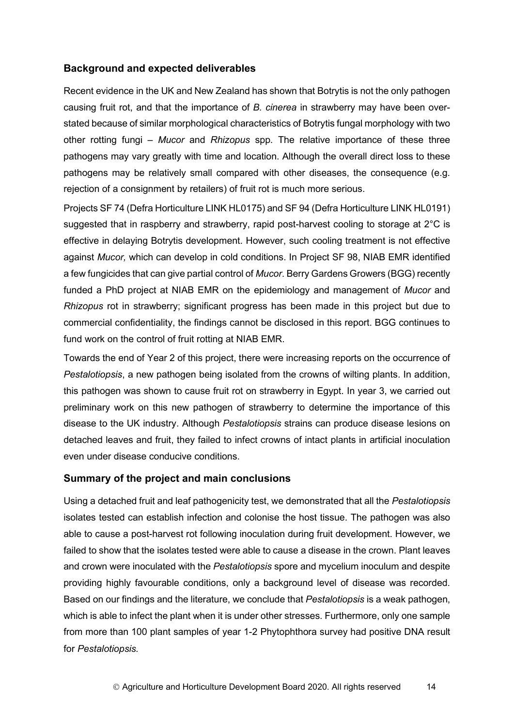### Background and expected deliverables

Recent evidence in the UK and New Zealand has shown that Botrytis is not the only pathogen causing fruit rot, and that the importance of *B. cinerea* in strawberry may have been over-stated because of similar morphological characteristics of Botrytis fungal morphology with two other rotting fungi – *Mucor* and *Rhizopus* spp. The relative importance of these three pathogens may vary greatly with time and location. Although the overall direct loss to these pathogens may be relatively small compared with other diseases, the consequence (e.g. rejection of a consignment by retailers) of fruit rot is much more serious.

Projects SF 74 (Defra Horticulture LINK HL0175) and SF 94 (Defra Horticulture LINK HL0191) suggested that in raspberry and strawberry, rapid post-harvest cooling to storage at 2°C is effective in delaying Botrytis development. However, such cooling treatment is not effective against *Mucor,* which can develop in cold conditions. In Project SF 98, NIAB EMR identified a few fungicides that can give partial control of *Mucor*. Berry Gardens Growers (BGG) recently funded a PhD project at NIAB EMR on the epidemiology and management of *Mucor* and *Rhizopus* rot in strawberry; significant progress has been made in this project but due to commercial confidentiality, the findings cannot be disclosed in this report. BGG continues to fund work on the control of fruit rotting at NIAB EMR.

Towards the end of Year 2 of this project, there were increasing reports on the occurrence of *Pestalotiopsis*, a new pathogen being isolated from the crowns of wilting plants. In addition, this pathogen was shown to cause fruit rot on strawberry in Egypt. In year 3, we carried out preliminary work on this new pathogen of strawberry to determine the importance of this disease to the UK industry. Although *Pestalotiopsis* strains can produce disease lesions on detached leaves and fruit, they failed to infect crowns of intact plants in artificial inoculation even under disease conducive conditions.

### Summary of the project and main conclusions

Using a detached fruit and leaf pathogenicity test, we demonstrated that all the *Pestalotiopsis* isolates tested can establish infection and colonise the host tissue. The pathogen was also able to cause a post-harvest rot following inoculation during fruit development. However, we failed to show that the isolates tested were able to cause a disease in the crown. Plant leaves and crown were inoculated with the *Pestalotiopsis* spore and mycelium inoculum and despite providing highly favourable conditions, only a background level of disease was recorded. Based on our findings and the literature, we conclude that *Pestalotiopsis* is a weak pathogen, which is able to infect the plant when it is under other stresses. Furthermore, only one sample from more than 100 plant samples of year 1-2 Phytophthora survey had positive DNA result for *Pestalotiopsis.*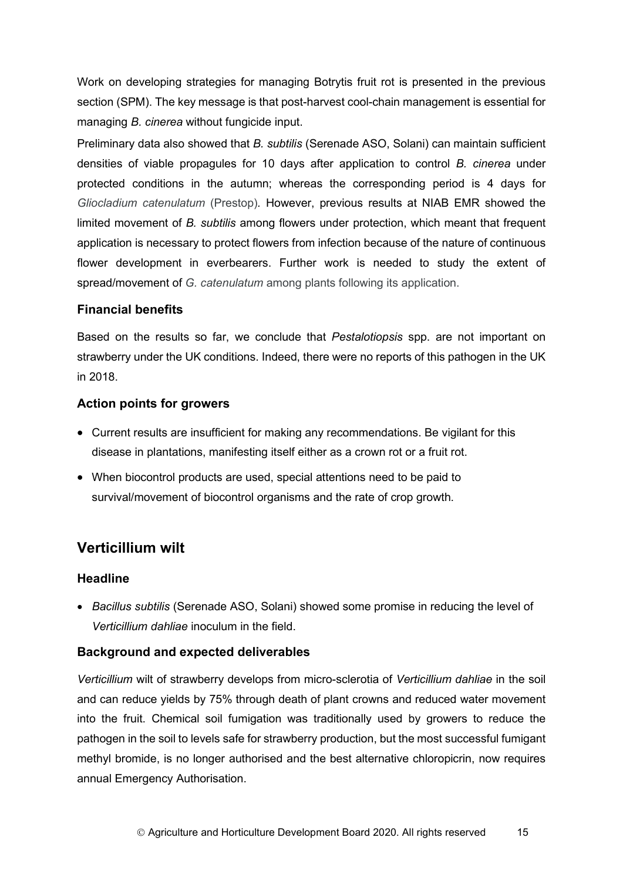Work on developing strategies for managing Botrytis fruit rot is presented in the previous section (SPM). The key message is that post-harvest cool-chain management is essential for managing *B. cinerea* without fungicide input.

Preliminary data also showed that *B. subtilis* (Serenade ASO, Solani) can maintain sufficient densities of viable propagules for 10 days after application to control *B. cinerea* under protected conditions in the autumn; whereas the corresponding period is 4 days for *Gliocladium catenulatum* (Prestop). However, previous results at NIAB EMR showed the limited movement of *B. subtilis* among flowers under protection, which meant that frequent application is necessary to protect flowers from infection because of the nature of continuous flower development in everbearers. Further work is needed to study the extent of spread/movement of *G. catenulatum* among plants following its application.

### Financial benefits

Based on the results so far, we conclude that *Pestalotiopsis* spp. are not important on strawberry under the UK conditions. Indeed, there were no reports of this pathogen in the UK in 2018.

### Action points for growers

- Current results are insufficient for making any recommendations. Be vigilant for this disease in plantations, manifesting itself either as a crown rot or a fruit rot.
- When biocontrol products are used, special attentions need to be paid to survival/movement of biocontrol organisms and the rate of crop growth.

## Verticillium wilt

### Headline

- *Bacillus subtilis* (Serenade ASO, Solani) showed some promise in reducing the level of *Verticillium dahliae* inoculum in the field.

### Background and expected deliverables

*Verticillium* wilt of strawberry develops from micro-sclerotia of *Verticillium dahliae* in the soil and can reduce yields by 75% through death of plant crowns and reduced water movement into the fruit. Chemical soil fumigation was traditionally used by growers to reduce the pathogen in the soil to levels safe for strawberry production, but the most successful fumigant methyl bromide, is no longer authorised and the best alternative chloropicrin, now requires annual Emergency Authorisation.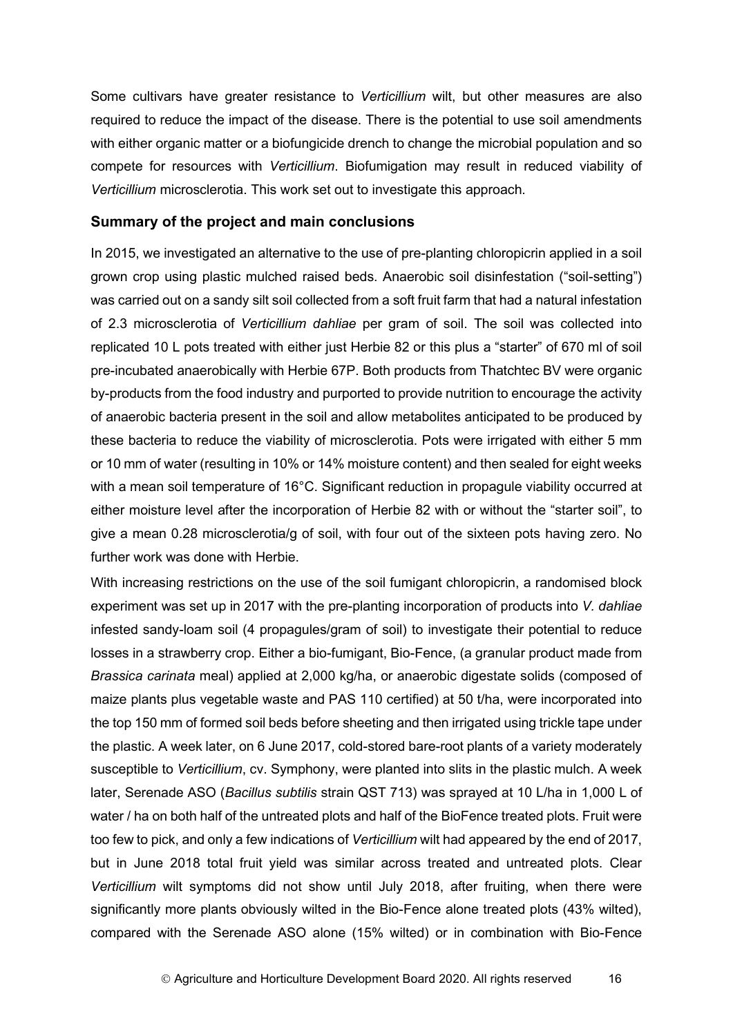Some cultivars have greater resistance to *Verticillium* wilt, but other measures are also required to reduce the impact of the disease. There is the potential to use soil amendments with either organic matter or a biofungicide drench to change the microbial population and so compete for resources with *Verticillium*. Biofumigation may result in reduced viability of *Verticillium* microsclerotia. This work set out to investigate this approach.

### Summary of the project and main conclusions

In 2015, we investigated an alternative to the use of pre-planting chloropicrin applied in a soil grown crop using plastic mulched raised beds. Anaerobic soil disinfestation ("soil-setting") was carried out on a sandy silt soil collected from a soft fruit farm that had a natural infestation of 2.3 microsclerotia of *Verticillium dahliae* per gram of soil. The soil was collected into replicated 10 L pots treated with either just Herbie 82 or this plus a "starter" of 670 ml of soil pre-incubated anaerobically with Herbie 67P. Both products from Thatchtec BV were organic by-products from the food industry and purported to provide nutrition to encourage the activity of anaerobic bacteria present in the soil and allow metabolites anticipated to be produced by these bacteria to reduce the viability of microsclerotia. Pots were irrigated with either 5 mm or 10 mm of water (resulting in 10% or 14% moisture content) and then sealed for eight weeks with a mean soil temperature of 16°C. Significant reduction in propagule viability occurred at either moisture level after the incorporation of Herbie 82 with or without the "starter soil", to give a mean 0.28 microsclerotia/g of soil, with four out of the sixteen pots having zero. No further work was done with Herbie.

With increasing restrictions on the use of the soil fumigant chloropicrin, a randomised block experiment was set up in 2017 with the pre-planting incorporation of products into *V. dahliae* infested sandy-loam soil (4 propagules/gram of soil) to investigate their potential to reduce losses in a strawberry crop. Either a bio-fumigant, Bio-Fence, (a granular product made from *Brassica carinata* meal) applied at 2,000 kg/ha, or anaerobic digestate solids (composed of maize plants plus vegetable waste and PAS 110 certified) at 50 t/ha, were incorporated into the top 150 mm of formed soil beds before sheeting and then irrigated using trickle tape under the plastic. A week later, on 6 June 2017, cold-stored bare-root plants of a variety moderately susceptible to *Verticillium*, cv. Symphony, were planted into slits in the plastic mulch. A week later, Serenade ASO (*Bacillus subtilis* strain QST 713) was sprayed at 10 L/ha in 1,000 L of water / ha on both half of the untreated plots and half of the BioFence treated plots. Fruit were too few to pick, and only a few indications of *Verticillium* wilt had appeared by the end of 2017, but in June 2018 total fruit yield was similar across treated and untreated plots. Clear *Verticillium* wilt symptoms did not show until July 2018, after fruiting, when there were significantly more plants obviously wilted in the Bio-Fence alone treated plots (43% wilted), compared with the Serenade ASO alone (15% wilted) or in combination with Bio-Fence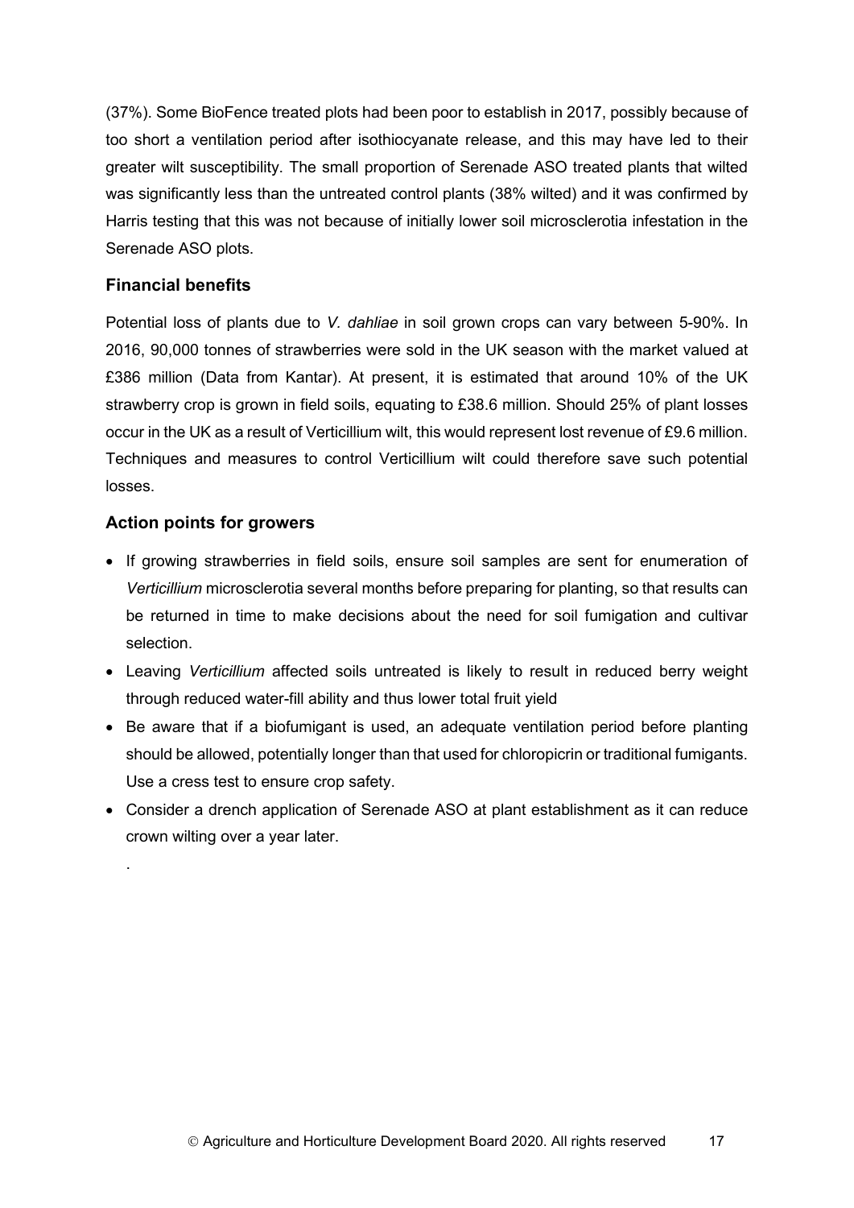(37%). Some BioFence treated plots had been poor to establish in 2017, possibly because of too short a ventilation period after isothiocyanate release, and this may have led to their greater wilt susceptibility. The small proportion of Serenade ASO treated plants that wilted was significantly less than the untreated control plants (38% wilted) and it was confirmed by Harris testing that this was not because of initially lower soil microsclerotia infestation in the Serenade ASO plots.

### Financial benefits

Potential loss of plants due to *V. dahliae* in soil grown crops can vary between 5-90%. In 2016, 90,000 tonnes of strawberries were sold in the UK season with the market valued at £386 million (Data from Kantar). At present, it is estimated that around 10% of the UK strawberry crop is grown in field soils, equating to £38.6 million. Should 25% of plant losses occur in the UK as a result of Verticillium wilt, this would represent lost revenue of £9.6 million. Techniques and measures to control Verticillium wilt could therefore save such potential losses.

### Action points for growers

- If growing strawberries in field soils, ensure soil samples are sent for enumeration of *Verticillium* microsclerotia several months before preparing for planting, so that results can be returned in time to make decisions about the need for soil fumigation and cultivar selection.
- Leaving *Verticillium* affected soils untreated is likely to result in reduced berry weight through reduced water-fill ability and thus lower total fruit yield
- Be aware that if a biofumigant is used, an adequate ventilation period before planting should be allowed, potentially longer than that used for chloropicrin or traditional fumigants. Use a cress test to ensure crop safety.
- Consider a drench application of Serenade ASO at plant establishment as it can reduce crown wilting over a year later.

.